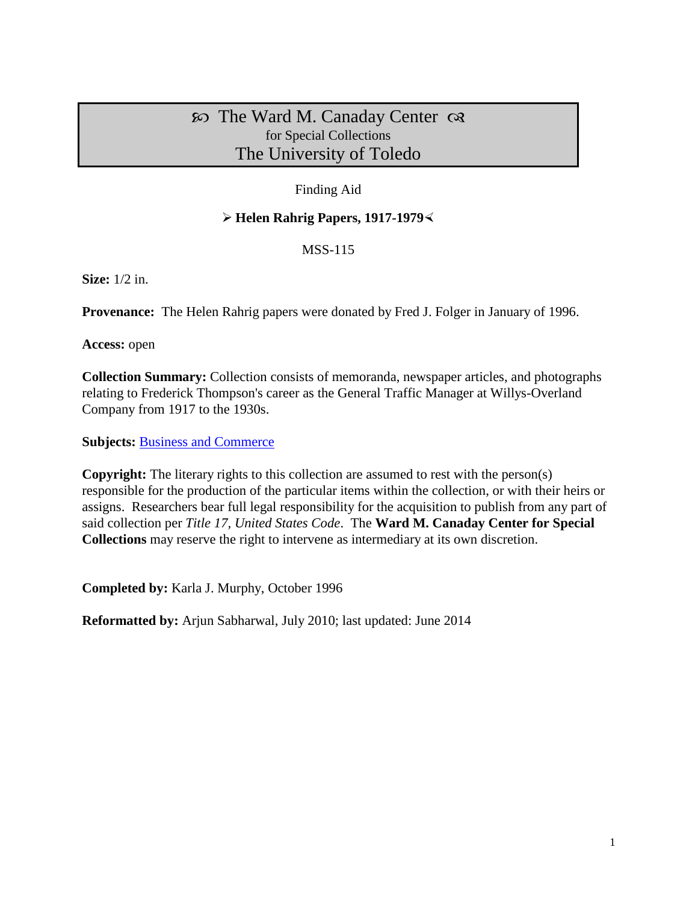# ➿ The Ward M. Canaday Center ➿
## for Special Collections
## The University of Toledo

Finding Aid

**➢ Helen Rahrig Papers, 1917-1979 ➢**

MSS-115

**Size:** 1/2 in.

**Provenance:** The Helen Rahrig papers were donated by Fred J. Folger in January of 1996.

**Access:** open

**Collection Summary:** Collection consists of memoranda, newspaper articles, and photographs relating to Frederick Thompson's career as the General Traffic Manager at Willys-Overland Company from 1917 to the 1930s.

**Subjects:** Business and Commerce

**Copyright:** The literary rights to this collection are assumed to rest with the person(s) responsible for the production of the particular items within the collection, or with their heirs or assigns. Researchers bear full legal responsibility for the acquisition to publish from any part of said collection per *Title 17, United States Code*. The **Ward M. Canaday Center for Special Collections** may reserve the right to intervene as intermediary at its own discretion.

**Completed by:** Karla J. Murphy, October 1996

**Reformatted by:** Arjun Sabharwal, July 2010; last updated: June 2014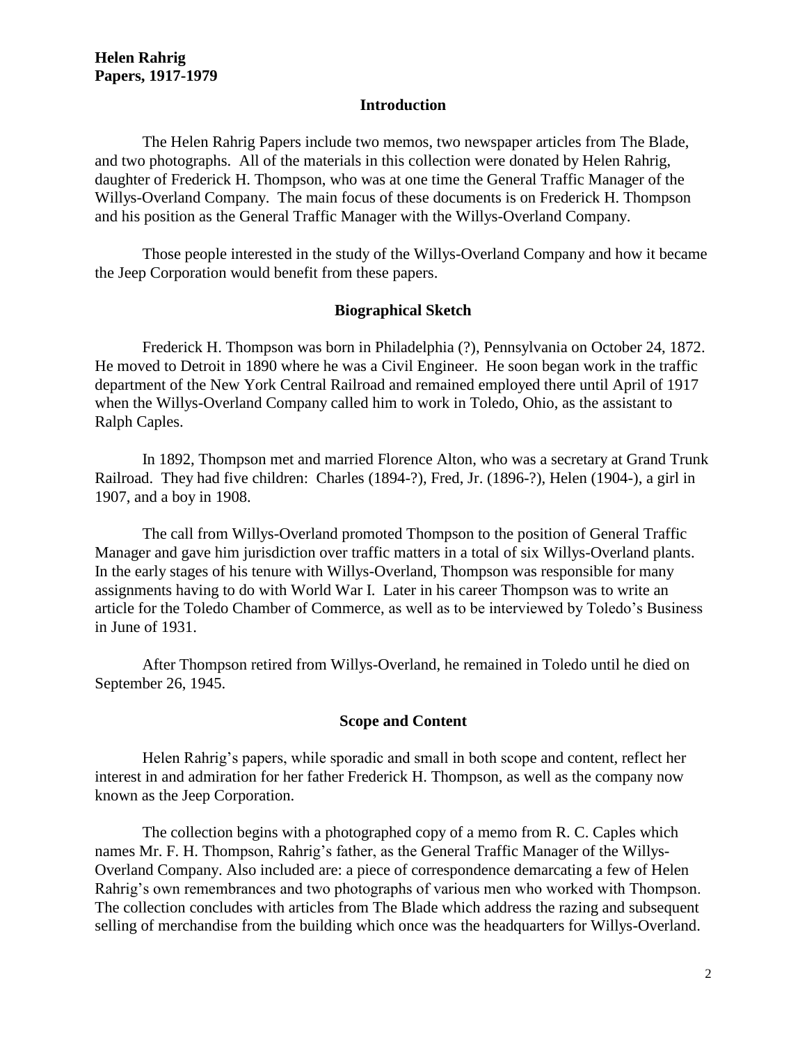**Helen Rahrig**
**Papers, 1917-1979**

## Introduction

The Helen Rahrig Papers include two memos, two newspaper articles from The Blade, and two photographs. All of the materials in this collection were donated by Helen Rahrig, daughter of Frederick H. Thompson, who was at one time the General Traffic Manager of the Willys-Overland Company. The main focus of these documents is on Frederick H. Thompson and his position as the General Traffic Manager with the Willys-Overland Company.

Those people interested in the study of the Willys-Overland Company and how it became the Jeep Corporation would benefit from these papers.

## Biographical Sketch

Frederick H. Thompson was born in Philadelphia (?), Pennsylvania on October 24, 1872. He moved to Detroit in 1890 where he was a Civil Engineer. He soon began work in the traffic department of the New York Central Railroad and remained employed there until April of 1917 when the Willys-Overland Company called him to work in Toledo, Ohio, as the assistant to Ralph Caples.

In 1892, Thompson met and married Florence Alton, who was a secretary at Grand Trunk Railroad. They had five children: Charles (1894-?), Fred, Jr. (1896-?), Helen (1904-), a girl in 1907, and a boy in 1908.

The call from Willys-Overland promoted Thompson to the position of General Traffic Manager and gave him jurisdiction over traffic matters in a total of six Willys-Overland plants. In the early stages of his tenure with Willys-Overland, Thompson was responsible for many assignments having to do with World War I. Later in his career Thompson was to write an article for the Toledo Chamber of Commerce, as well as to be interviewed by Toledo's Business in June of 1931.

After Thompson retired from Willys-Overland, he remained in Toledo until he died on September 26, 1945.

## Scope and Content

Helen Rahrig's papers, while sporadic and small in both scope and content, reflect her interest in and admiration for her father Frederick H. Thompson, as well as the company now known as the Jeep Corporation.

The collection begins with a photographed copy of a memo from R. C. Caples which names Mr. F. H. Thompson, Rahrig's father, as the General Traffic Manager of the Willys-Overland Company. Also included are: a piece of correspondence demarcating a few of Helen Rahrig's own remembrances and two photographs of various men who worked with Thompson. The collection concludes with articles from The Blade which address the razing and subsequent selling of merchandise from the building which once was the headquarters for Willys-Overland.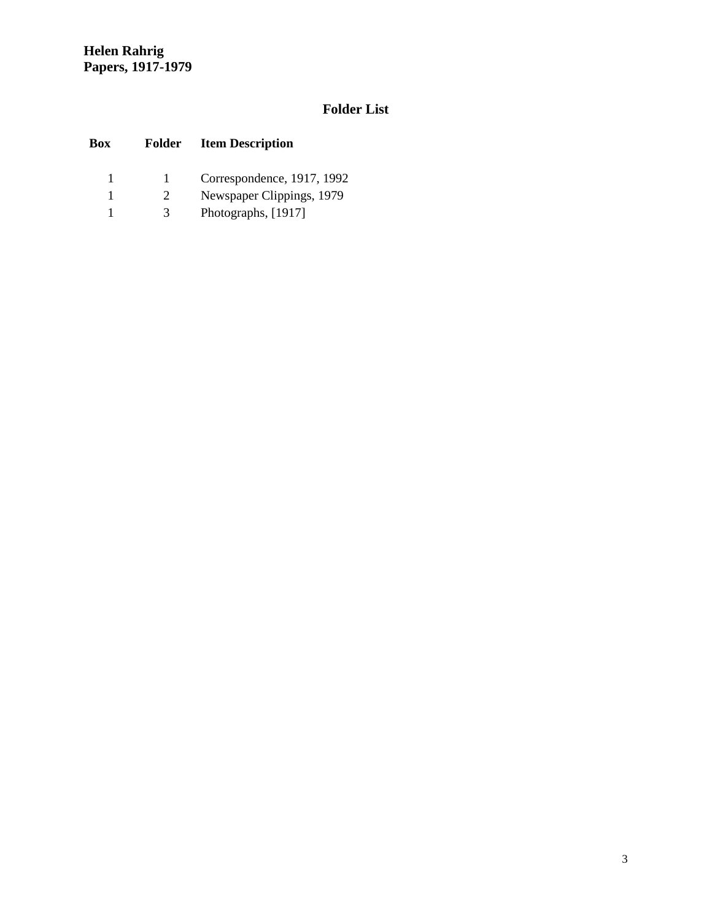**Helen Rahrig**
**Papers, 1917-1979**

## Folder List

| Box | Folder | Item Description |
|---|---|---|
| 1 | 1 | Correspondence, 1917, 1992 |
| 1 | 2 | Newspaper Clippings, 1979 |
| 1 | 3 | Photographs, [1917] |